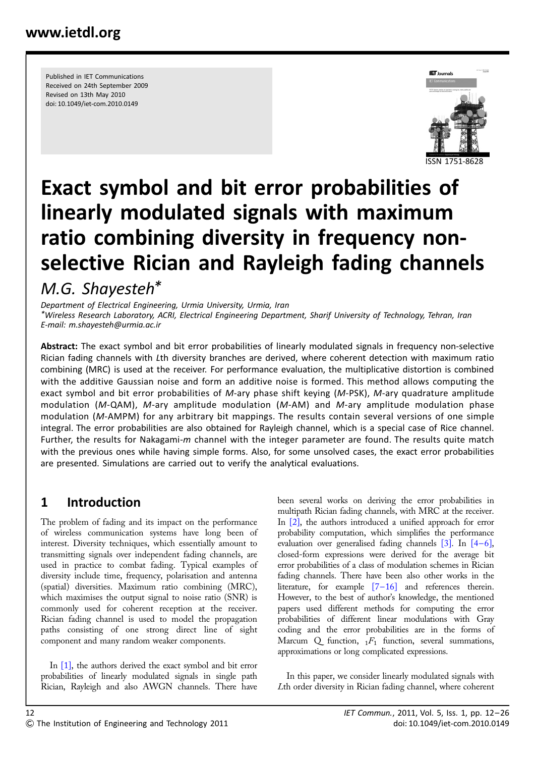Published in IET Communications
Received on 24th September 2009
Revised on 13th May 2010
doi: 10.1049/iet-com.2010.0149

ISSN 1751-8628

# Exact symbol and bit error probabilities of linearly modulated signals with maximum ratio combining diversity in frequency non-selective Rician and Rayleigh fading channels

## M.G. Shayesteh*

*Department of Electrical Engineering, Urmia University, Urmia, Iran*
*Wireless Research Laboratory, ACRI, Electrical Engineering Department, Sharif University of Technology, Tehran, Iran
*E-mail: m.shayesteh@urmia.ac.ir*

**Abstract:** The exact symbol and bit error probabilities of linearly modulated signals in frequency non-selective Rician fading channels with $L$th diversity branches are derived, where coherent detection with maximum ratio combining (MRC) is used at the receiver. For performance evaluation, the multiplicative distortion is combined with the additive Gaussian noise and form an additive noise is formed. This method allows computing the exact symbol and bit error probabilities of $M$-ary phase shift keying ($M$-PSK), $M$-ary quadrature amplitude modulation ($M$-QAM), $M$-ary amplitude modulation ($M$-AM) and $M$-ary amplitude modulation phase modulation ($M$-AMPM) for any arbitrary bit mappings. The results contain several versions of one simple integral. The error probabilities are also obtained for Rayleigh channel, which is a special case of Rice channel. Further, the results for Nakagami-$m$ channel with the integer parameter are found. The results quite match with the previous ones while having simple forms. Also, for some unsolved cases, the exact error probabilities are presented. Simulations are carried out to verify the analytical evaluations.

## 1 Introduction

The problem of fading and its impact on the performance of wireless communication systems have long been of interest. Diversity techniques, which essentially amount to transmitting signals over independent fading channels, are used in practice to combat fading. Typical examples of diversity include time, frequency, polarisation and antenna (spatial) diversities. Maximum ratio combining (MRC), which maximises the output signal to noise ratio (SNR) is commonly used for coherent reception at the receiver. Rician fading channel is used to model the propagation paths consisting of one strong direct line of sight component and many random weaker components.

In [1], the authors derived the exact symbol and bit error probabilities of linearly modulated signals in single path Rician, Rayleigh and also AWGN channels. There have been several works on deriving the error probabilities in multipath Rician fading channels, with MRC at the receiver. In [2], the authors introduced a unified approach for error probability computation, which simplifies the performance evaluation over generalised fading channels [3]. In [4–6], closed-form expressions were derived for the average bit error probabilities of a class of modulation schemes in Rician fading channels. There have been also other works in the literature, for example [7–16] and references therein. However, to the best of author's knowledge, the mentioned papers used different methods for computing the error probabilities of different linear modulations with Gray coding and the error probabilities are in the forms of Marcum Q function, ${}_1F_1$ function, several summations, approximations or long complicated expressions.

In this paper, we consider linearly modulated signals with $L$th order diversity in Rician fading channel, where coherent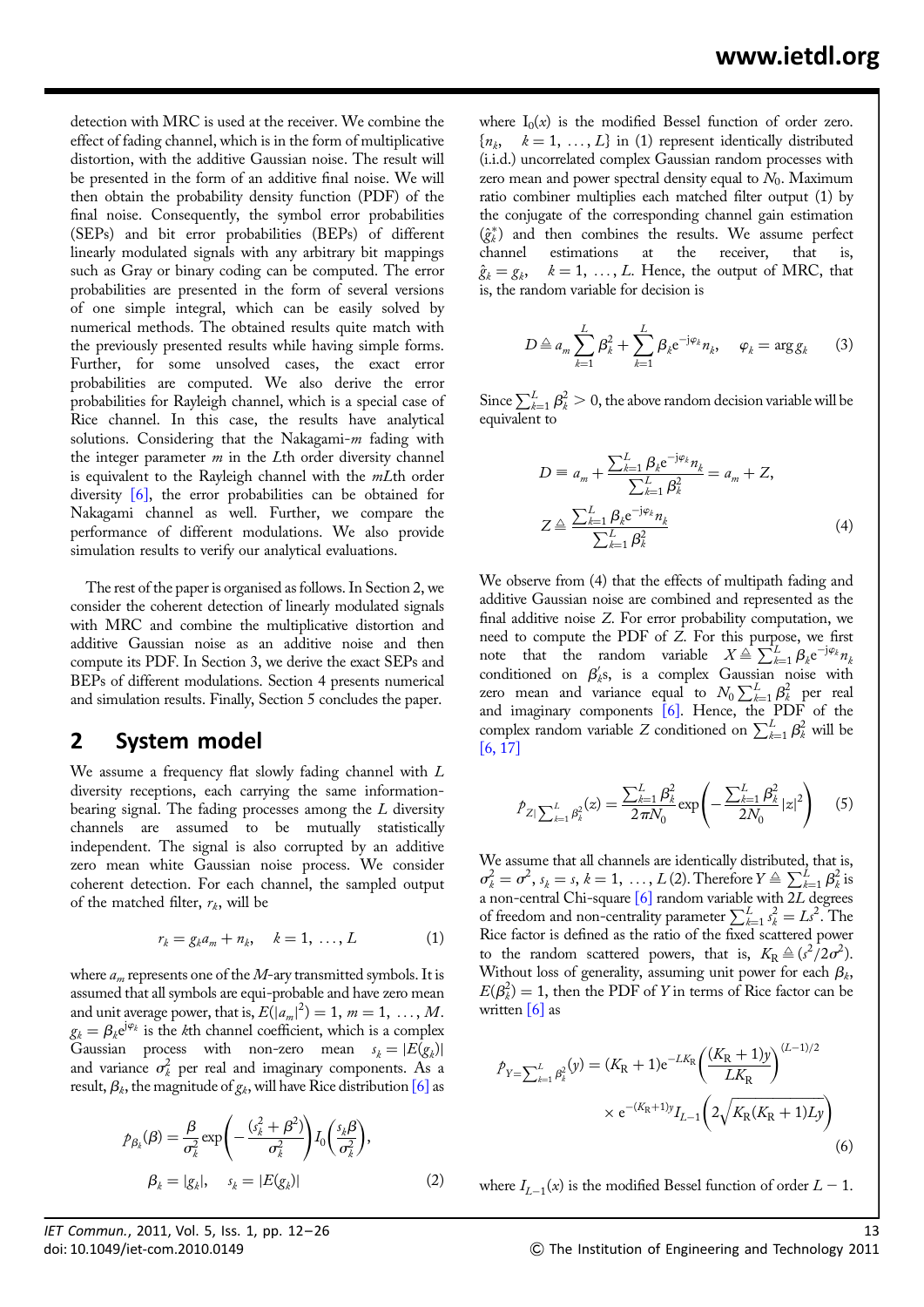detection with MRC is used at the receiver. We combine the effect of fading channel, which is in the form of multiplicative distortion, with the additive Gaussian noise. The result will be presented in the form of an additive final noise. We will then obtain the probability density function (PDF) of the final noise. Consequently, the symbol error probabilities (SEPs) and bit error probabilities (BEPs) of different linearly modulated signals with any arbitrary bit mappings such as Gray or binary coding can be computed. The error probabilities are presented in the form of several versions of one simple integral, which can be easily solved by numerical methods. The obtained results quite match with the previously presented results while having simple forms. Further, for some unsolved cases, the exact error probabilities are computed. We also derive the error probabilities for Rayleigh channel, which is a special case of Rice channel. In this case, the results have analytical solutions. Considering that the Nakagami-$m$ fading with the integer parameter $m$ in the $L$th order diversity channel is equivalent to the Rayleigh channel with the $mL$th order diversity [6], the error probabilities can be obtained for Nakagami channel as well. Further, we compare the performance of different modulations. We also provide simulation results to verify our analytical evaluations.

The rest of the paper is organised as follows. In Section 2, we consider the coherent detection of linearly modulated signals with MRC and combine the multiplicative distortion and additive Gaussian noise as an additive noise and then compute its PDF. In Section 3, we derive the exact SEPs and BEPs of different modulations. Section 4 presents numerical and simulation results. Finally, Section 5 concludes the paper.

## 2 System model

We assume a frequency flat slowly fading channel with $L$ diversity receptions, each carrying the same information-bearing signal. The fading processes among the $L$ diversity channels are assumed to be mutually statistically independent. The signal is also corrupted by an additive zero mean white Gaussian noise process. We consider coherent detection. For each channel, the sampled output of the matched filter, $r_k$, will be

$$r_k = g_k a_m + n_k, \quad k = 1, \ldots, L \tag{1}$$

where $a_m$ represents one of the $M$-ary transmitted symbols. It is assumed that all symbols are equi-probable and have zero mean and unit average power, that is, $E(|a_m|^2) = 1$, $m = 1, \ldots, M$. $g_k = \beta_k e^{j\varphi_k}$ is the $k$th channel coefficient, which is a complex Gaussian process with non-zero mean $s_k = |E(g_k)|$ and variance $\sigma_k^2$ per real and imaginary components. As a result, $\beta_k$, the magnitude of $g_k$, will have Rice distribution [6] as

$$p_{\beta_k}(\beta) = \frac{\beta}{\sigma_k^2}\exp\left(-\frac{(s_k^2+\beta^2)}{\sigma_k^2}\right)I_0\left(\frac{s_k\beta}{\sigma_k^2}\right),$$
$$\beta_k = |g_k|, \quad s_k = |E(g_k)| \tag{2}$$

where $I_0(x)$ is the modified Bessel function of order zero. $\{n_k, \quad k = 1, \ldots, L\}$ in (1) represent identically distributed (i.i.d.) uncorrelated complex Gaussian random processes with zero mean and power spectral density equal to $N_0$. Maximum ratio combiner multiplies each matched filter output (1) by the conjugate of the corresponding channel gain estimation ($\hat{g}_k^*$) and then combines the results. We assume perfect channel estimations at the receiver, that is, $\hat{g}_k = g_k$, $\quad k = 1, \ldots, L$. Hence, the output of MRC, that is, the random variable for decision is

$$D \triangleq a_m \sum_{k=1}^{L} \beta_k^2 + \sum_{k=1}^{L} \beta_k e^{-j\varphi_k} n_k, \quad \varphi_k = \arg g_k \tag{3}$$

Since $\sum_{k=1}^{L} \beta_k^2 > 0$, the above random decision variable will be equivalent to

$$D \equiv a_m + \frac{\sum_{k=1}^{L} \beta_k e^{-j\varphi_k} n_k}{\sum_{k=1}^{L} \beta_k^2} = a_m + Z,$$
$$Z \triangleq \frac{\sum_{k=1}^{L} \beta_k e^{-j\varphi_k} n_k}{\sum_{k=1}^{L} \beta_k^2} \tag{4}$$

We observe from (4) that the effects of multipath fading and additive Gaussian noise are combined and represented as the final additive noise $Z$. For error probability computation, we need to compute the PDF of $Z$. For this purpose, we first note that the random variable $X \triangleq \sum_{k=1}^{L} \beta_k e^{-j\varphi_k} n_k$ conditioned on $\beta_k'$s, is a complex Gaussian noise with zero mean and variance equal to $N_0 \sum_{k=1}^{L} \beta_k^2$ per real and imaginary components [6]. Hence, the PDF of the complex random variable $Z$ conditioned on $\sum_{k=1}^{L} \beta_k^2$ will be [6, 17]

$$p_{Z|\sum_{k=1}^{L}\beta_k^2}(z) = \frac{\sum_{k=1}^{L}\beta_k^2}{2\pi N_0}\exp\left(-\frac{\sum_{k=1}^{L}\beta_k^2}{2N_0}|z|^2\right) \tag{5}$$

We assume that all channels are identically distributed, that is, $\sigma_k^2 = \sigma^2$, $s_k = s$, $k = 1, \ldots, L$ (2). Therefore $Y \triangleq \sum_{k=1}^{L} \beta_k^2$ is a non-central Chi-square [6] random variable with $2L$ degrees of freedom and non-centrality parameter $\sum_{k=1}^{L} s_k^2 = Ls^2$. The Rice factor is defined as the ratio of the fixed scattered power to the random scattered powers, that is, $K_R \triangleq (s^2/2\sigma^2)$. Without loss of generality, assuming unit power for each $\beta_k$, $E(\beta_k^2) = 1$, then the PDF of $Y$ in terms of Rice factor can be written [6] as

$$p_{Y=\sum_{k=1}^{L}\beta_k^2}(y) = (K_R+1)e^{-LK_R}\left(\frac{(K_R+1)y}{LK_R}\right)^{(L-1)/2}$$
$$\times e^{-(K_R+1)y} I_{L-1}\left(2\sqrt{K_R(K_R+1)Ly}\right) \tag{6}$$

where $I_{L-1}(x)$ is the modified Bessel function of order $L-1$.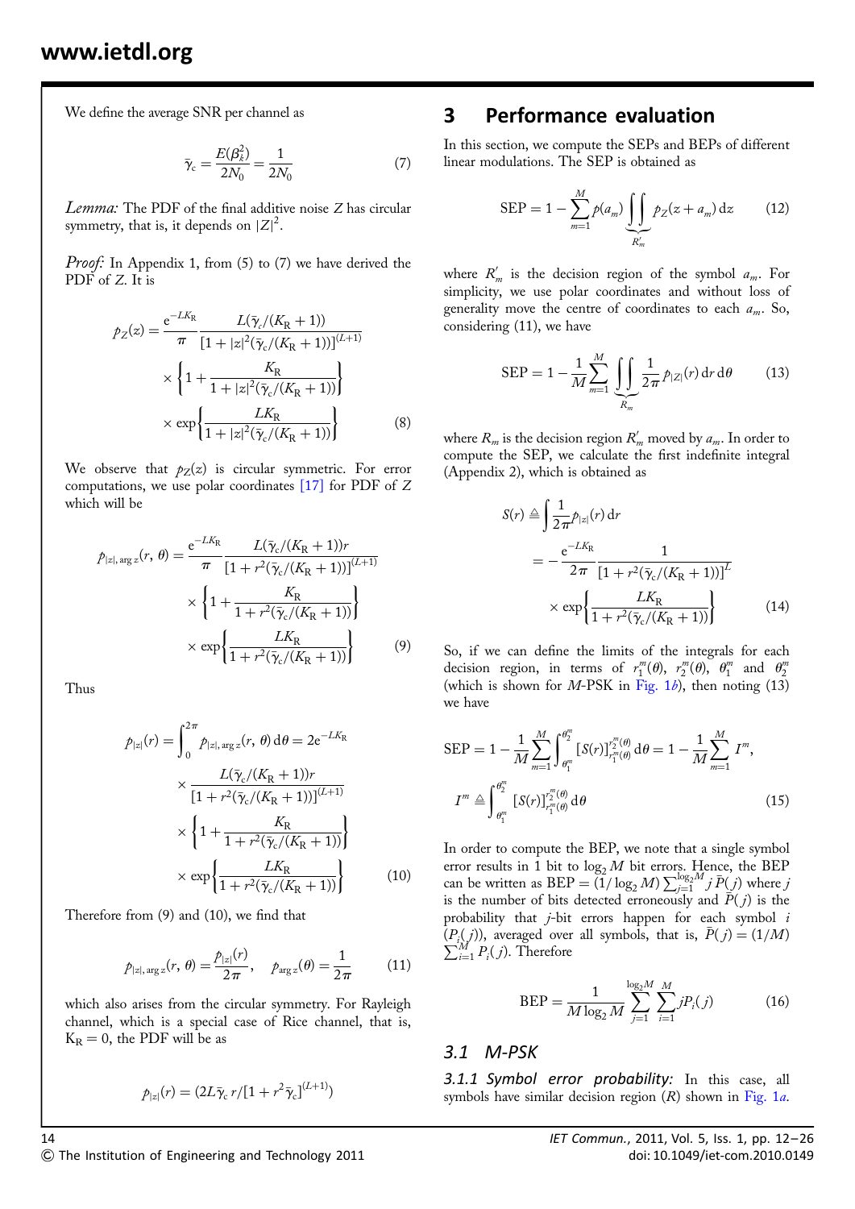We define the average SNR per channel as

$$\bar{\gamma}_c = \frac{E(\beta_k^2)}{2N_0} = \frac{1}{2N_0} \tag{7}$$

*Lemma:* The PDF of the final additive noise $Z$ has circular symmetry, that is, it depends on $|Z|^2$.

*Proof:* In Appendix 1, from (5) to (7) we have derived the PDF of $Z$. It is

$$p_Z(z) = \frac{e^{-LK_R}}{\pi} \frac{L(\bar{\gamma}_c/(K_R+1))}{[1+|z|^2(\bar{\gamma}_c/(K_R+1))]^{(L+1)}} \times \left\{1 + \frac{K_R}{1+|z|^2(\bar{\gamma}_c/(K_R+1))}\right\} \times \exp\left\{\frac{LK_R}{1+|z|^2(\bar{\gamma}_c/(K_R+1))}\right\} \tag{8}$$

We observe that $p_Z(z)$ is circular symmetric. For error computations, we use polar coordinates [17] for PDF of $Z$ which will be

$$p_{|z|,\arg z}(r,\theta) = \frac{e^{-LK_R}}{\pi} \frac{L(\bar{\gamma}_c/(K_R+1))r}{[1+r^2(\bar{\gamma}_c/(K_R+1))]^{(L+1)}} \times \left\{1 + \frac{K_R}{1+r^2(\bar{\gamma}_c/(K_R+1))}\right\} \times \exp\left\{\frac{LK_R}{1+r^2(\bar{\gamma}_c/(K_R+1))}\right\} \tag{9}$$

Thus

$$p_{|z|}(r) = \int_0^{2\pi} p_{|z|,\arg z}(r,\theta)\,d\theta = 2e^{-LK_R} \times \frac{L(\bar{\gamma}_c/(K_R+1))r}{[1+r^2(\bar{\gamma}_c/(K_R+1))]^{(L+1)}} \times \left\{1 + \frac{K_R}{1+r^2(\bar{\gamma}_c/(K_R+1))}\right\} \times \exp\left\{\frac{LK_R}{1+r^2(\bar{\gamma}_c/(K_R+1))}\right\} \tag{10}$$

Therefore from (9) and (10), we find that

$$p_{|z|,\arg z}(r,\theta) = \frac{p_{|z|}(r)}{2\pi}, \quad p_{\arg z}(\theta) = \frac{1}{2\pi} \tag{11}$$

which also arises from the circular symmetry. For Rayleigh channel, which is a special case of Rice channel, that is, $K_R = 0$, the PDF will be as

$$p_{|z|}(r) = (2L\bar{\gamma}_c r/[1+r^2\bar{\gamma}_c]^{(L+1)})$$

## 3 Performance evaluation

In this section, we compute the SEPs and BEPs of different linear modulations. The SEP is obtained as

$$\text{SEP} = 1 - \sum_{m=1}^{M} p(a_m) \underbrace{\iint}_{R'_m} p_Z(z + a_m)\,dz \tag{12}$$

where $R'_m$ is the decision region of the symbol $a_m$. For simplicity, we use polar coordinates and without loss of generality move the centre of coordinates to each $a_m$. So, considering (11), we have

$$\text{SEP} = 1 - \frac{1}{M}\sum_{m=1}^{M} \underbrace{\iint}_{R_m} \frac{1}{2\pi} p_{|Z|}(r)\,dr\,d\theta \tag{13}$$

where $R_m$ is the decision region $R'_m$ moved by $a_m$. In order to compute the SEP, we calculate the first indefinite integral (Appendix 2), which is obtained as

$$S(r) \triangleq \int \frac{1}{2\pi} p_{|z|}(r)\,dr = -\frac{e^{-LK_R}}{2\pi} \frac{1}{[1+r^2(\bar{\gamma}_c/(K_R+1))]^L} \times \exp\left\{\frac{LK_R}{1+r^2(\bar{\gamma}_c/(K_R+1))}\right\} \tag{14}$$

So, if we can define the limits of the integrals for each decision region, in terms of $r_1^m(\theta)$, $r_2^m(\theta)$, $\theta_1^m$ and $\theta_2^m$ (which is shown for $M$-PSK in Fig. 1*b*), then noting (13) we have

$$\text{SEP} = 1 - \frac{1}{M}\sum_{m=1}^{M} \int_{\theta_1^m}^{\theta_2^m} [S(r)]_{r_1^m(\theta)}^{r_2^m(\theta)}\,d\theta = 1 - \frac{1}{M}\sum_{m=1}^{M} I^m,$$
$$I^m \triangleq \int_{\theta_1^m}^{\theta_2^m} [S(r)]_{r_1^m(\theta)}^{r_2^m(\theta)}\,d\theta \tag{15}$$

In order to compute the BEP, we note that a single symbol error results in 1 bit to $\log_2 M$ bit errors. Hence, the BEP can be written as $\text{BEP} = (1/\log_2 M)\sum_{j=1}^{\log_2 M} j\,\bar{P}(j)$ where $j$ is the number of bits detected erroneously and $\bar{P}(j)$ is the probability that $j$-bit errors happen for each symbol $i$ ($P_i(j)$), averaged over all symbols, that is, $\bar{P}(j) = (1/M)\sum_{i=1}^{M} P_i(j)$. Therefore

$$\text{BEP} = \frac{1}{M\log_2 M}\sum_{j=1}^{\log_2 M}\sum_{i=1}^{M} jP_i(j) \tag{16}$$

### 3.1 M-PSK

***3.1.1 Symbol error probability:*** In this case, all symbols have similar decision region ($R$) shown in Fig. 1*a*.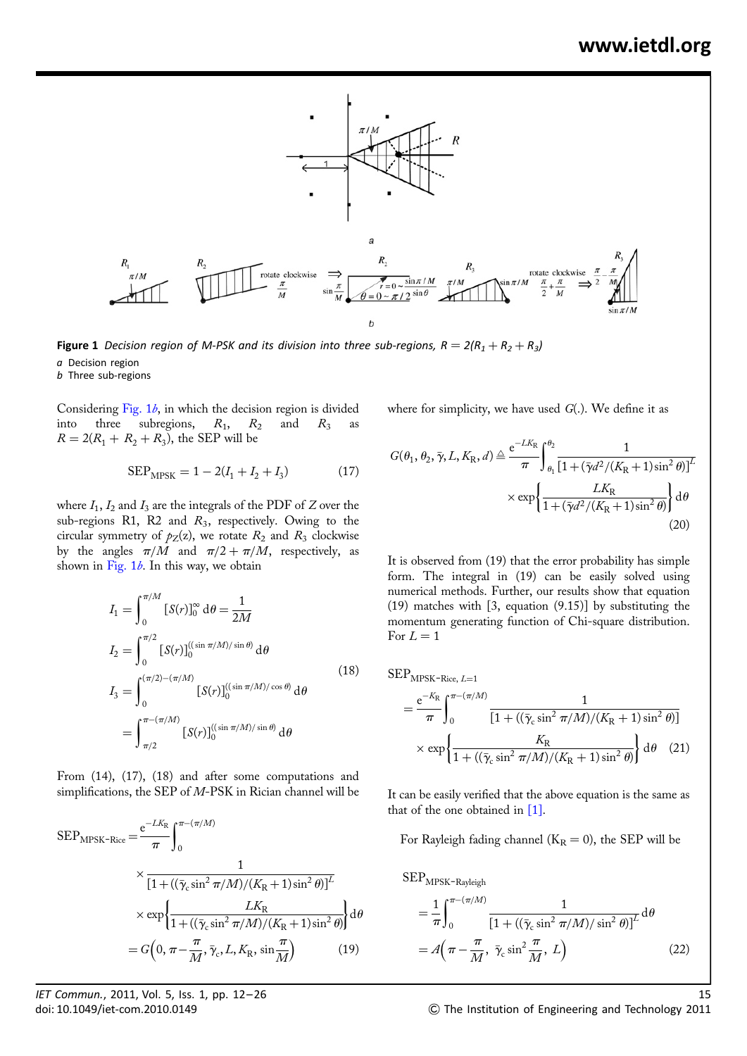**Figure 1** *Decision region of M-PSK and its division into three sub-regions, $R = 2(R_1 + R_2 + R_3)$*

*a* Decision region

*b* Three sub-regions

Considering Fig. 1*b*, in which the decision region is divided into three subregions, $R_1$, $R_2$ and $R_3$ as $R = 2(R_1 + R_2 + R_3)$, the SEP will be

$$\mathrm{SEP}_{\mathrm{MPSK}} = 1 - 2(I_1 + I_2 + I_3) \tag{17}$$

where $I_1$, $I_2$ and $I_3$ are the integrals of the PDF of $Z$ over the sub-regions R1, R2 and $R_3$, respectively. Owing to the circular symmetry of $p_Z(z)$, we rotate $R_2$ and $R_3$ clockwise by the angles $\pi/M$ and $\pi/2 + \pi/M$, respectively, as shown in Fig. 1*b*. In this way, we obtain

$$\begin{aligned}
I_1 &= \int_0^{\pi/M} [S(r)]_0^{\infty}\, \mathrm{d}\theta = \frac{1}{2M} \\
I_2 &= \int_0^{\pi/2} [S(r)]_0^{((\sin \pi/M)/\sin\theta)}\, \mathrm{d}\theta \\
I_3 &= \int_0^{(\pi/2)-(\pi/M)} [S(r)]_0^{((\sin \pi/M)/\cos\theta)}\, \mathrm{d}\theta \\
&= \int_{\pi/2}^{\pi-(\pi/M)} [S(r)]_0^{((\sin \pi/M)/\sin\theta)}\, \mathrm{d}\theta
\end{aligned} \tag{18}$$

From (14), (17), (18) and after some computations and simplifications, the SEP of $M$-PSK in Rician channel will be

$$\begin{aligned}
\mathrm{SEP}_{\mathrm{MPSK\text{-}Rice}} &= \frac{\mathrm{e}^{-LK_{\mathrm{R}}}}{\pi} \int_0^{\pi-(\pi/M)} \frac{1}{[1 + ((\bar{\gamma}_{\mathrm{c}} \sin^2 \pi/M)/(K_{\mathrm{R}}+1)\sin^2\theta)]^L} \\
&\quad \times \exp\left\{ \frac{LK_{\mathrm{R}}}{1 + ((\bar{\gamma}_{\mathrm{c}} \sin^2 \pi/M)/(K_{\mathrm{R}}+1)\sin^2\theta)} \right\} \mathrm{d}\theta \\
&= G\left(0, \pi - \frac{\pi}{M}, \bar{\gamma}_{\mathrm{c}}, L, K_{\mathrm{R}}, \sin\frac{\pi}{M}\right)
\end{aligned} \tag{19}$$

where for simplicity, we have used $G(.)$. We define it as

$$\begin{aligned}
G(\theta_1, \theta_2, \bar{\gamma}, L, K_{\mathrm{R}}, d) &\triangleq \frac{\mathrm{e}^{-LK_{\mathrm{R}}}}{\pi} \int_{\theta_1}^{\theta_2} \frac{1}{[1 + (\bar{\gamma} d^2/(K_{\mathrm{R}}+1)\sin^2\theta)]^L} \\
&\quad \times \exp\left\{ \frac{LK_{\mathrm{R}}}{1 + (\bar{\gamma} d^2/(K_{\mathrm{R}}+1)\sin^2\theta)} \right\} \mathrm{d}\theta
\end{aligned} \tag{20}$$

It is observed from (19) that the error probability has simple form. The integral in (19) can be easily solved using numerical methods. Further, our results show that equation (19) matches with [3, equation (9.15)] by substituting the momentum generating function of Chi-square distribution. For $L = 1$

$$\begin{aligned}
\mathrm{SEP}_{\mathrm{MPSK\text{-}Rice},\, L=1} &= \frac{\mathrm{e}^{-K_{\mathrm{R}}}}{\pi} \int_0^{\pi-(\pi/M)} \frac{1}{[1 + ((\bar{\gamma}_{\mathrm{c}} \sin^2 \pi/M)/(K_{\mathrm{R}}+1)\sin^2\theta)]} \\
&\quad \times \exp\left\{ \frac{K_{\mathrm{R}}}{1 + ((\bar{\gamma}_{\mathrm{c}} \sin^2 \pi/M)/(K_{\mathrm{R}}+1)\sin^2\theta)} \right\} \mathrm{d}\theta
\end{aligned} \tag{21}$$

It can be easily verified that the above equation is the same as that of the one obtained in [1].

For Rayleigh fading channel ($K_{\mathrm{R}} = 0$), the SEP will be

$$\begin{aligned}
\mathrm{SEP}_{\mathrm{MPSK\text{-}Rayleigh}} &= \frac{1}{\pi} \int_0^{\pi-(\pi/M)} \frac{1}{[1 + ((\bar{\gamma}_{\mathrm{c}} \sin^2 \pi/M)/\sin^2\theta)]^L} \mathrm{d}\theta \\
&= A\left(\pi - \frac{\pi}{M},\ \bar{\gamma}_{\mathrm{c}} \sin^2\frac{\pi}{M},\ L\right)
\end{aligned} \tag{22}$$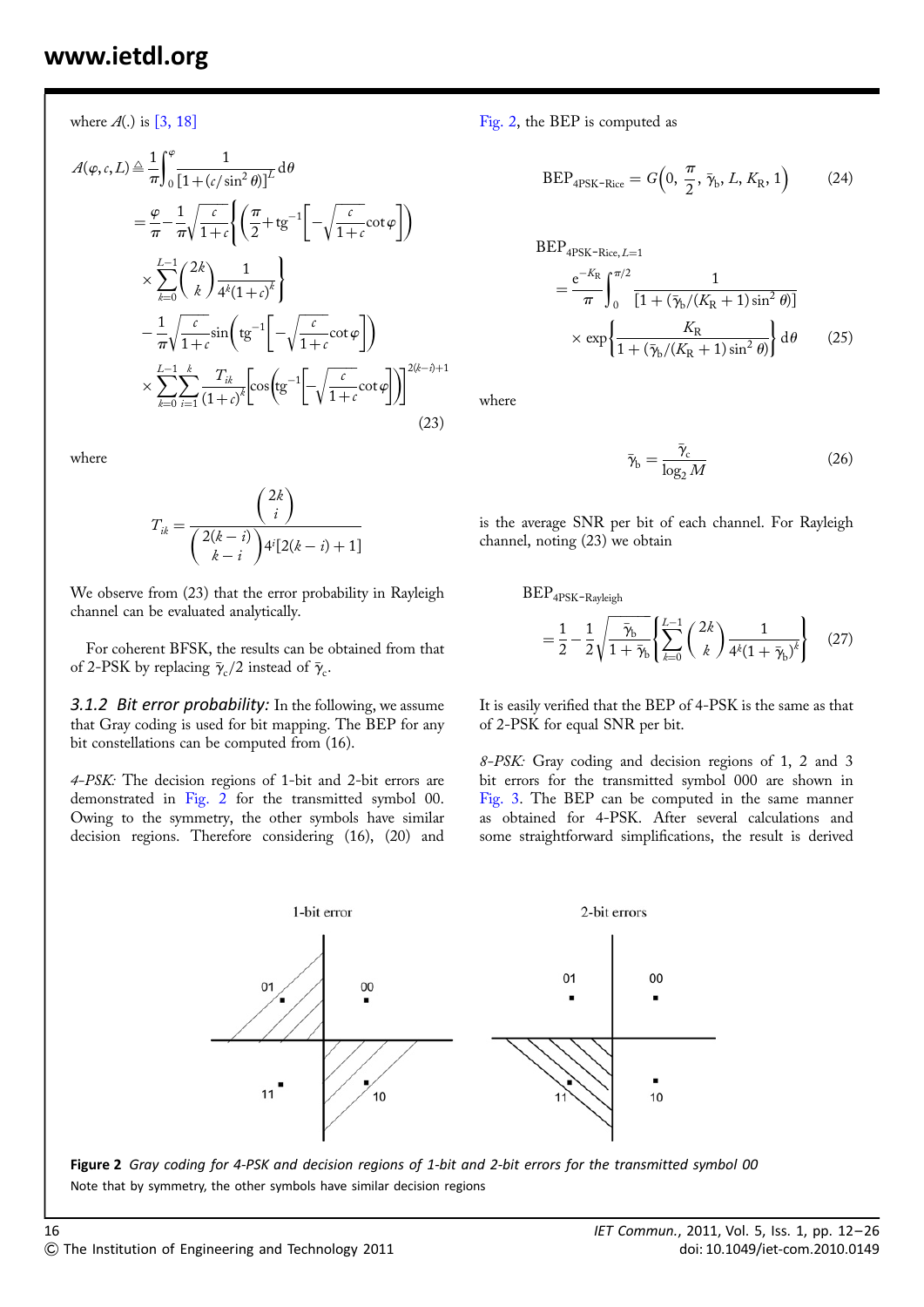where $A(.)$ is [3, 18]

$$A(\varphi, c, L) \triangleq \frac{1}{\pi}\int_0^{\varphi} \frac{1}{[1+(c/\sin^2\theta)]^L}\,d\theta$$
$$= \frac{\varphi}{\pi} - \frac{1}{\pi}\sqrt{\frac{c}{1+c}}\left\{\left(\frac{\pi}{2}+\mathrm{tg}^{-1}\left[-\sqrt{\frac{c}{1+c}}\cot\varphi\right]\right)\right.$$
$$\left.\times \sum_{k=0}^{L-1}\binom{2k}{k}\frac{1}{4^k(1+c)^k}\right\}$$
$$-\frac{1}{\pi}\sqrt{\frac{c}{1+c}}\sin\left(\mathrm{tg}^{-1}\left[-\sqrt{\frac{c}{1+c}}\cot\varphi\right]\right)$$
$$\times \sum_{k=0}^{L-1}\sum_{i=1}^{k}\frac{T_{ik}}{(1+c)^k}\left[\cos\left(\mathrm{tg}^{-1}\left[-\sqrt{\frac{c}{1+c}}\cot\varphi\right]\right)\right]^{2(k-i)+1} \tag{23}$$

where

$$T_{ik} = \frac{\binom{2k}{i}}{\binom{2(k-i)}{k-i}4^i[2(k-i)+1]}$$

We observe from (23) that the error probability in Rayleigh channel can be evaluated analytically.

For coherent BFSK, the results can be obtained from that of 2-PSK by replacing $\bar{\gamma}_c/2$ instead of $\bar{\gamma}_c$.

### 3.1.2 Bit error probability:

In the following, we assume that Gray coding is used for bit mapping. The BEP for any bit constellations can be computed from (16).

*4-PSK:* The decision regions of 1-bit and 2-bit errors are demonstrated in Fig. 2 for the transmitted symbol 00. Owing to the symmetry, the other symbols have similar decision regions. Therefore considering (16), (20) and Fig. 2, the BEP is computed as

$$\mathrm{BEP}_{4\mathrm{PSK\text{-}Rice}} = G\left(0, \frac{\pi}{2}, \bar{\gamma}_b, L, K_R, 1\right) \tag{24}$$

$$\mathrm{BEP}_{4\mathrm{PSK\text{-}Rice},\,L=1} = \frac{e^{-K_R}}{\pi}\int_0^{\pi/2}\frac{1}{[1+(\bar{\gamma}_b/(K_R+1)\sin^2\theta)]}$$
$$\times \exp\left\{\frac{K_R}{1+(\bar{\gamma}_b/(K_R+1)\sin^2\theta)}\right\}d\theta \tag{25}$$

where

$$\bar{\gamma}_b = \frac{\bar{\gamma}_c}{\log_2 M} \tag{26}$$

is the average SNR per bit of each channel. For Rayleigh channel, noting (23) we obtain

$$\mathrm{BEP}_{4\mathrm{PSK\text{-}Rayleigh}} = \frac{1}{2} - \frac{1}{2}\sqrt{\frac{\bar{\gamma}_b}{1+\bar{\gamma}_b}}\left\{\sum_{k=0}^{L-1}\binom{2k}{k}\frac{1}{4^k(1+\bar{\gamma}_b)^k}\right\} \tag{27}$$

It is easily verified that the BEP of 4-PSK is the same as that of 2-PSK for equal SNR per bit.

*8-PSK:* Gray coding and decision regions of 1, 2 and 3 bit errors for the transmitted symbol 000 are shown in Fig. 3. The BEP can be computed in the same manner as obtained for 4-PSK. After several calculations and some straightforward simplifications, the result is derived

**Figure 2** *Gray coding for 4-PSK and decision regions of 1-bit and 2-bit errors for the transmitted symbol 00*
Note that by symmetry, the other symbols have similar decision regions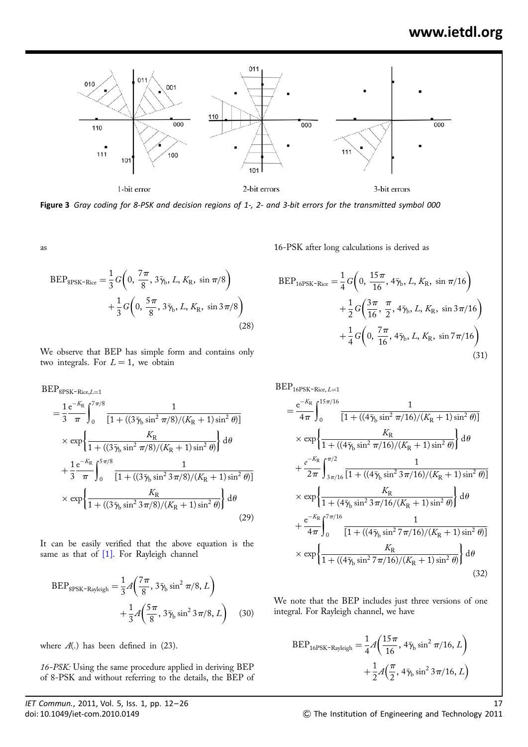Figure 3 *Gray coding for 8-PSK and decision regions of 1-, 2- and 3-bit errors for the transmitted symbol 000*

as

$$\mathrm{BEP}_{8\mathrm{PSK\text{-}Rice}} = \frac{1}{3}G\left(0, \frac{7\pi}{8}, 3\bar{\gamma}_b, L, K_R, \sin\pi/8\right) + \frac{1}{3}G\left(0, \frac{5\pi}{8}, 3\bar{\gamma}_b, L, K_R, \sin 3\pi/8\right) \tag{28}$$

We observe that BEP has simple form and contains only two integrals. For $L = 1$, we obtain

$$\begin{aligned}
\mathrm{BEP}_{8\mathrm{PSK\text{-}Rice},L=1} &= \frac{1}{3}\frac{\mathrm{e}^{-K_R}}{\pi}\int_0^{7\pi/8} \frac{1}{[1 + ((3\bar{\gamma}_b \sin^2\pi/8)/(K_R+1)\sin^2\theta)]} \\
&\quad \times \exp\left\{\frac{K_R}{1 + ((3\bar{\gamma}_b \sin^2\pi/8)/(K_R+1)\sin^2\theta)}\right\}\mathrm{d}\theta \\
&\quad + \frac{1}{3}\frac{\mathrm{e}^{-K_R}}{\pi}\int_0^{5\pi/8} \frac{1}{[1 + ((3\bar{\gamma}_b \sin^2 3\pi/8)/(K_R+1)\sin^2\theta)]} \\
&\quad \times \exp\left\{\frac{K_R}{1 + ((3\bar{\gamma}_b \sin^2 3\pi/8)/(K_R+1)\sin^2\theta)}\right\}\mathrm{d}\theta
\end{aligned} \tag{29}$$

It can be easily verified that the above equation is the same as that of [1]. For Rayleigh channel

$$\mathrm{BEP}_{8\mathrm{PSK\text{-}Rayleigh}} = \frac{1}{3}A\left(\frac{7\pi}{8}, 3\bar{\gamma}_b\sin^2\pi/8, L\right) + \frac{1}{3}A\left(\frac{5\pi}{8}, 3\bar{\gamma}_b\sin^2 3\pi/8, L\right) \tag{30}$$

where $A(.)$ has been defined in (23).

*16-PSK:* Using the same procedure applied in deriving BEP of 8-PSK and without referring to the details, the BEP of 16-PSK after long calculations is derived as

$$\begin{aligned}
\mathrm{BEP}_{16\mathrm{PSK\text{-}Rice}} &= \frac{1}{4}G\left(0, \frac{15\pi}{16}, 4\bar{\gamma}_b, L, K_R, \sin\pi/16\right) \\
&\quad + \frac{1}{2}G\left(\frac{3\pi}{16}, \frac{\pi}{2}, 4\bar{\gamma}_b, L, K_R, \sin 3\pi/16\right) \\
&\quad + \frac{1}{4}G\left(0, \frac{7\pi}{16}, 4\bar{\gamma}_b, L, K_R, \sin 7\pi/16\right)
\end{aligned} \tag{31}$$

$$\begin{aligned}
\mathrm{BEP}_{16\mathrm{PSK\text{-}Rice},L=1} &= \frac{\mathrm{e}^{-K_R}}{4\pi}\int_0^{15\pi/16} \frac{1}{[1 + ((4\bar{\gamma}_b\sin^2\pi/16)/(K_R+1)\sin^2\theta)]} \\
&\quad \times \exp\left\{\frac{K_R}{1 + ((4\bar{\gamma}_b\sin^2\pi/16)/(K_R+1)\sin^2\theta)}\right\}\mathrm{d}\theta \\
&\quad + \frac{e^{-K_R}}{2\pi}\int_{3\pi/16}^{\pi/2} \frac{1}{[1 + ((4\bar{\gamma}_b\sin^2 3\pi/16)/(K_R+1)\sin^2\theta)]} \\
&\quad \times \exp\left\{\frac{K_R}{1 + (4\bar{\gamma}_b\sin^2 3\pi/16/(K_R+1)\sin^2\theta)}\right\}\mathrm{d}\theta \\
&\quad + \frac{\mathrm{e}^{-K_R}}{4\pi}\int_0^{7\pi/16} \frac{1}{[1 + ((4\bar{\gamma}_b\sin^2 7\pi/16)/(K_R+1)\sin^2\theta)]} \\
&\quad \times \exp\left\{\frac{K_R}{1 + ((4\bar{\gamma}_b\sin^2 7\pi/16)/(K_R+1)\sin^2\theta)}\right\}\mathrm{d}\theta
\end{aligned} \tag{32}$$

We note that the BEP includes just three versions of one integral. For Rayleigh channel, we have

$$\mathrm{BEP}_{16\mathrm{PSK\text{-}Rayleigh}} = \frac{1}{4}A\left(\frac{15\pi}{16}, 4\bar{\gamma}_b\sin^2\pi/16, L\right) + \frac{1}{2}A\left(\frac{\pi}{2}, 4\bar{\gamma}_b\sin^2 3\pi/16, L\right)$$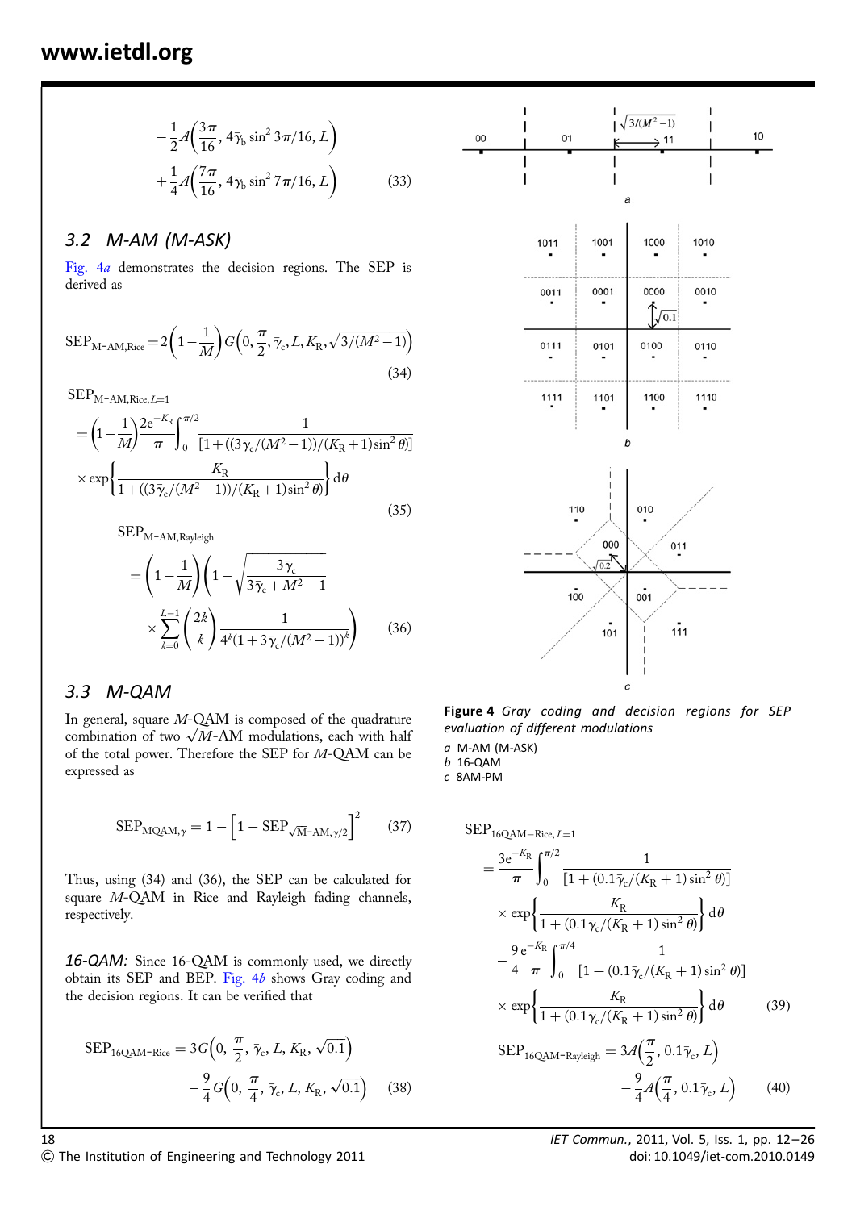$$
-\frac{1}{2}A\left(\frac{3\pi}{16}, 4\bar{\gamma}_b \sin^2 3\pi/16, L\right)
$$

$$
+\frac{1}{4}A\left(\frac{7\pi}{16}, 4\bar{\gamma}_b \sin^2 7\pi/16, L\right) \tag{33}
$$

### 3.2 M-AM (M-ASK)

Fig. 4*a* demonstrates the decision regions. The SEP is derived as

$$
\mathrm{SEP}_{\text{M-AM,Rice}} = 2\left(1-\frac{1}{M}\right)G\left(0, \frac{\pi}{2}, \bar{\gamma}_c, L, K_R, \sqrt{3/(M^2-1)}\right) \tag{34}
$$

$$
\begin{aligned}
\mathrm{SEP}_{\text{M-AM,Rice},L=1} &= \left(1-\frac{1}{M}\right)\frac{2\mathrm{e}^{-K_R}}{\pi}\int_0^{\pi/2}\frac{1}{[1+((3\bar{\gamma}_c/(M^2-1))/(K_R+1)\sin^2\theta)]} \\
&\times \exp\left\{\frac{K_R}{1+((3\bar{\gamma}_c/(M^2-1))/(K_R+1)\sin^2\theta)}\right\}\mathrm{d}\theta
\end{aligned} \tag{35}
$$

$$
\begin{aligned}
\mathrm{SEP}_{\text{M-AM,Rayleigh}} &= \left(1-\frac{1}{M}\right)\left(1-\sqrt{\frac{3\bar{\gamma}_c}{3\bar{\gamma}_c+M^2-1}}\right. \\
&\left.\times\sum_{k=0}^{L-1}\binom{2k}{k}\frac{1}{4^k(1+3\bar{\gamma}_c/(M^2-1))^k}\right)
\end{aligned} \tag{36}
$$

### 3.3 M-QAM

In general, square $M$-QAM is composed of the quadrature combination of two $\sqrt{M}$-AM modulations, each with half of the total power. Therefore the SEP for $M$-QAM can be expressed as

$$
\mathrm{SEP}_{\text{MQAM},\gamma} = 1 - \left[1 - \mathrm{SEP}_{\sqrt{M}\text{-AM},\gamma/2}\right]^2 \tag{37}
$$

Thus, using (34) and (36), the SEP can be calculated for square $M$-QAM in Rice and Rayleigh fading channels, respectively.

***16-QAM:*** Since 16-QAM is commonly used, we directly obtain its SEP and BEP. Fig. 4*b* shows Gray coding and the decision regions. It can be verified that

$$
\begin{aligned}
\mathrm{SEP}_{\text{16QAM-Rice}} &= 3G\left(0, \frac{\pi}{2}, \bar{\gamma}_c, L, K_R, \sqrt{0.1}\right) \\
&- \frac{9}{4}G\left(0, \frac{\pi}{4}, \bar{\gamma}_c, L, K_R, \sqrt{0.1}\right)
\end{aligned} \tag{38}
$$

**Figure 4** *Gray coding and decision regions for SEP evaluation of different modulations*

*a* M-AM (M-ASK)
*b* 16-QAM
*c* 8AM-PM

$$
\begin{aligned}
\mathrm{SEP}_{\text{16QAM-Rice},L=1} &= \frac{3\mathrm{e}^{-K_R}}{\pi}\int_0^{\pi/2}\frac{1}{[1+(0.1\bar{\gamma}_c/(K_R+1)\sin^2\theta)]} \\
&\times \exp\left\{\frac{K_R}{1+(0.1\bar{\gamma}_c/(K_R+1)\sin^2\theta)}\right\}\mathrm{d}\theta \\
&- \frac{9}{4}\frac{\mathrm{e}^{-K_R}}{\pi}\int_0^{\pi/4}\frac{1}{[1+(0.1\bar{\gamma}_c/(K_R+1)\sin^2\theta)]} \\
&\times \exp\left\{\frac{K_R}{1+(0.1\bar{\gamma}_c/(K_R+1)\sin^2\theta)}\right\}\mathrm{d}\theta
\end{aligned} \tag{39}
$$

$$
\begin{aligned}
\mathrm{SEP}_{\text{16QAM-Rayleigh}} &= 3A\left(\frac{\pi}{2}, 0.1\bar{\gamma}_c, L\right) \\
&- \frac{9}{4}A\left(\frac{\pi}{4}, 0.1\bar{\gamma}_c, L\right)
\end{aligned} \tag{40}
$$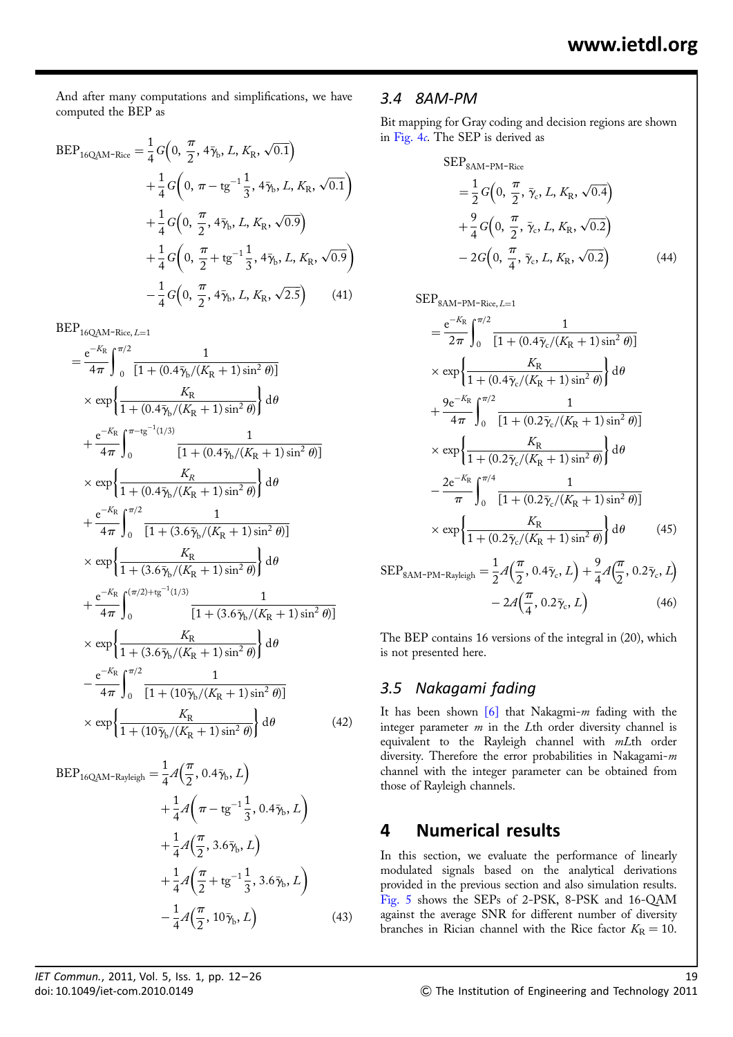And after many computations and simplifications, we have computed the BEP as

$$
\begin{aligned}
\mathrm{BEP}_{16\mathrm{QAM\text{-}Rice}} &= \frac{1}{4} G\Big(0,\ \frac{\pi}{2},\ 4\bar{\gamma}_\mathrm{b},\ L,\ K_\mathrm{R},\ \sqrt{0.1}\Big) \\
&+ \frac{1}{4} G\Big(0,\ \pi - \mathrm{tg}^{-1}\frac{1}{3},\ 4\bar{\gamma}_\mathrm{b},\ L,\ K_\mathrm{R},\ \sqrt{0.1}\Big) \\
&+ \frac{1}{4} G\Big(0,\ \frac{\pi}{2},\ 4\bar{\gamma}_\mathrm{b},\ L,\ K_\mathrm{R},\ \sqrt{0.9}\Big) \\
&+ \frac{1}{4} G\Big(0,\ \frac{\pi}{2} + \mathrm{tg}^{-1}\frac{1}{3},\ 4\bar{\gamma}_\mathrm{b},\ L,\ K_\mathrm{R},\ \sqrt{0.9}\Big) \\
&- \frac{1}{4} G\Big(0,\ \frac{\pi}{2},\ 4\bar{\gamma}_\mathrm{b},\ L,\ K_\mathrm{R},\ \sqrt{2.5}\Big) \qquad (41)
\end{aligned}
$$

$$
\begin{aligned}
\mathrm{BEP}_{16\mathrm{QAM\text{-}Rice},\,L=1}
&= \frac{\mathrm{e}^{-K_\mathrm{R}}}{4\pi}\int_0^{\pi/2} \frac{1}{[1 + (0.4\bar{\gamma}_\mathrm{b}/(K_\mathrm{R}+1)\sin^2\theta)]} \\
&\quad\times \exp\left\{\frac{K_\mathrm{R}}{1 + (0.4\bar{\gamma}_\mathrm{b}/(K_\mathrm{R}+1)\sin^2\theta)}\right\}\mathrm{d}\theta \\
&+ \frac{\mathrm{e}^{-K_\mathrm{R}}}{4\pi}\int_0^{\pi - \mathrm{tg}^{-1}(1/3)} \frac{1}{[1 + (0.4\bar{\gamma}_\mathrm{b}/(K_\mathrm{R}+1)\sin^2\theta)]} \\
&\quad\times \exp\left\{\frac{K_R}{1 + (0.4\bar{\gamma}_\mathrm{b}/(K_\mathrm{R}+1)\sin^2\theta)}\right\}\mathrm{d}\theta \\
&+ \frac{\mathrm{e}^{-K_\mathrm{R}}}{4\pi}\int_0^{\pi/2} \frac{1}{[1 + (3.6\bar{\gamma}_\mathrm{b}/(K_\mathrm{R}+1)\sin^2\theta)]} \\
&\quad\times \exp\left\{\frac{K_\mathrm{R}}{1 + (3.6\bar{\gamma}_\mathrm{b}/(K_\mathrm{R}+1)\sin^2\theta)}\right\}\mathrm{d}\theta \\
&+ \frac{\mathrm{e}^{-K_\mathrm{R}}}{4\pi}\int_0^{(\pi/2) + \mathrm{tg}^{-1}(1/3)} \frac{1}{[1 + (3.6\bar{\gamma}_\mathrm{b}/(K_\mathrm{R}+1)\sin^2\theta)]} \\
&\quad\times \exp\left\{\frac{K_\mathrm{R}}{1 + (3.6\bar{\gamma}_\mathrm{b}/(K_\mathrm{R}+1)\sin^2\theta)}\right\}\mathrm{d}\theta \\
&- \frac{\mathrm{e}^{-K_\mathrm{R}}}{4\pi}\int_0^{\pi/2} \frac{1}{[1 + (10\bar{\gamma}_\mathrm{b}/(K_\mathrm{R}+1)\sin^2\theta)]} \\
&\quad\times \exp\left\{\frac{K_\mathrm{R}}{1 + (10\bar{\gamma}_\mathrm{b}/(K_\mathrm{R}+1)\sin^2\theta)}\right\}\mathrm{d}\theta \qquad (42)
\end{aligned}
$$

$$
\begin{aligned}
\mathrm{BEP}_{16\mathrm{QAM\text{-}Rayleigh}} &= \frac{1}{4} A\Big(\frac{\pi}{2},\ 0.4\bar{\gamma}_\mathrm{b},\ L\Big) \\
&+ \frac{1}{4} A\Big(\pi - \mathrm{tg}^{-1}\frac{1}{3},\ 0.4\bar{\gamma}_\mathrm{b},\ L\Big) \\
&+ \frac{1}{4} A\Big(\frac{\pi}{2},\ 3.6\bar{\gamma}_\mathrm{b},\ L\Big) \\
&+ \frac{1}{4} A\Big(\frac{\pi}{2} + \mathrm{tg}^{-1}\frac{1}{3},\ 3.6\bar{\gamma}_\mathrm{b},\ L\Big) \\
&- \frac{1}{4} A\Big(\frac{\pi}{2},\ 10\bar{\gamma}_\mathrm{b},\ L\Big) \qquad (43)
\end{aligned}
$$

### 3.4 8AM-PM

Bit mapping for Gray coding and decision regions are shown in Fig. 4c. The SEP is derived as

$$
\begin{aligned}
\mathrm{SEP}_{8\mathrm{AM\text{-}PM\text{-}Rice}}
&= \frac{1}{2} G\Big(0,\ \frac{\pi}{2},\ \bar{\gamma}_\mathrm{c},\ L,\ K_\mathrm{R},\ \sqrt{0.4}\Big) \\
&+ \frac{9}{4} G\Big(0,\ \frac{\pi}{2},\ \bar{\gamma}_\mathrm{c},\ L,\ K_\mathrm{R},\ \sqrt{0.2}\Big) \\
&- 2G\Big(0,\ \frac{\pi}{4},\ \bar{\gamma}_\mathrm{c},\ L,\ K_\mathrm{R},\ \sqrt{0.2}\Big) \qquad (44)
\end{aligned}
$$

$$
\begin{aligned}
\mathrm{SEP}_{8\mathrm{AM\text{-}PM\text{-}Rice},\,L=1}
&= \frac{\mathrm{e}^{-K_\mathrm{R}}}{2\pi}\int_0^{\pi/2} \frac{1}{[1 + (0.4\bar{\gamma}_\mathrm{c}/(K_\mathrm{R}+1)\sin^2\theta)]} \\
&\quad\times \exp\left\{\frac{K_\mathrm{R}}{1 + (0.4\bar{\gamma}_\mathrm{c}/(K_\mathrm{R}+1)\sin^2\theta)}\right\}\mathrm{d}\theta \\
&+ \frac{9\mathrm{e}^{-K_\mathrm{R}}}{4\pi}\int_0^{\pi/2} \frac{1}{[1 + (0.2\bar{\gamma}_\mathrm{c}/(K_\mathrm{R}+1)\sin^2\theta)]} \\
&\quad\times \exp\left\{\frac{K_\mathrm{R}}{1 + (0.2\bar{\gamma}_\mathrm{c}/(K_\mathrm{R}+1)\sin^2\theta)}\right\}\mathrm{d}\theta \\
&- \frac{2\mathrm{e}^{-K_\mathrm{R}}}{\pi}\int_0^{\pi/4} \frac{1}{[1 + (0.2\bar{\gamma}_\mathrm{c}/(K_\mathrm{R}+1)\sin^2\theta)]} \\
&\quad\times \exp\left\{\frac{K_\mathrm{R}}{1 + (0.2\bar{\gamma}_\mathrm{c}/(K_\mathrm{R}+1)\sin^2\theta)}\right\}\mathrm{d}\theta \qquad (45)
\end{aligned}
$$

$$
\begin{aligned}
\mathrm{SEP}_{8\mathrm{AM\text{-}PM\text{-}Rayleigh}} &= \frac{1}{2} A\Big(\frac{\pi}{2},\ 0.4\bar{\gamma}_\mathrm{c},\ L\Big) + \frac{9}{4} A\Big(\frac{\pi}{2},\ 0.2\bar{\gamma}_\mathrm{c},\ L\Big) \\
&- 2A\Big(\frac{\pi}{4},\ 0.2\bar{\gamma}_\mathrm{c},\ L\Big) \qquad (46)
\end{aligned}
$$

The BEP contains 16 versions of the integral in (20), which is not presented here.

### 3.5 Nakagami fading

It has been shown [6] that Nakagmi-$m$ fading with the integer parameter $m$ in the $L$th order diversity channel is equivalent to the Rayleigh channel with $mL$th order diversity. Therefore the error probabilities in Nakagami-$m$ channel with the integer parameter can be obtained from those of Rayleigh channels.

## 4 Numerical results

In this section, we evaluate the performance of linearly modulated signals based on the analytical derivations provided in the previous section and also simulation results. Fig. 5 shows the SEPs of 2-PSK, 8-PSK and 16-QAM against the average SNR for different number of diversity branches in Rician channel with the Rice factor $K_\mathrm{R} = 10$.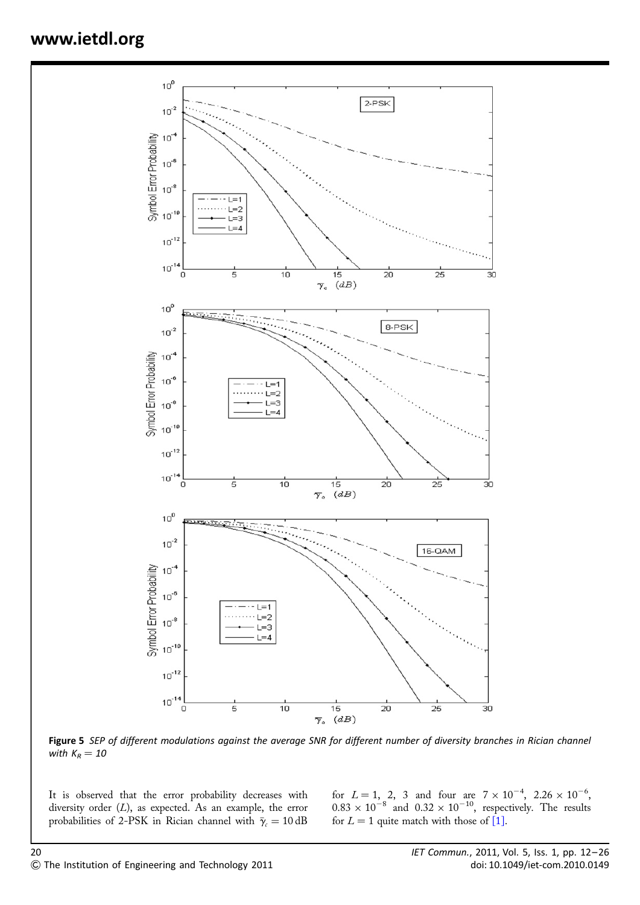Figure 5 *SEP of different modulations against the average SNR for different number of diversity branches in Rician channel with $K_R = 10$*

It is observed that the error probability decreases with diversity order ($L$), as expected. As an example, the error probabilities of 2-PSK in Rician channel with $\bar{\gamma}_c = 10\,\text{dB}$ for $L = 1$, 2, 3 and four are $7 \times 10^{-4}$, $2.26 \times 10^{-6}$, $0.83 \times 10^{-8}$ and $0.32 \times 10^{-10}$, respectively. The results for $L = 1$ quite match with those of [1].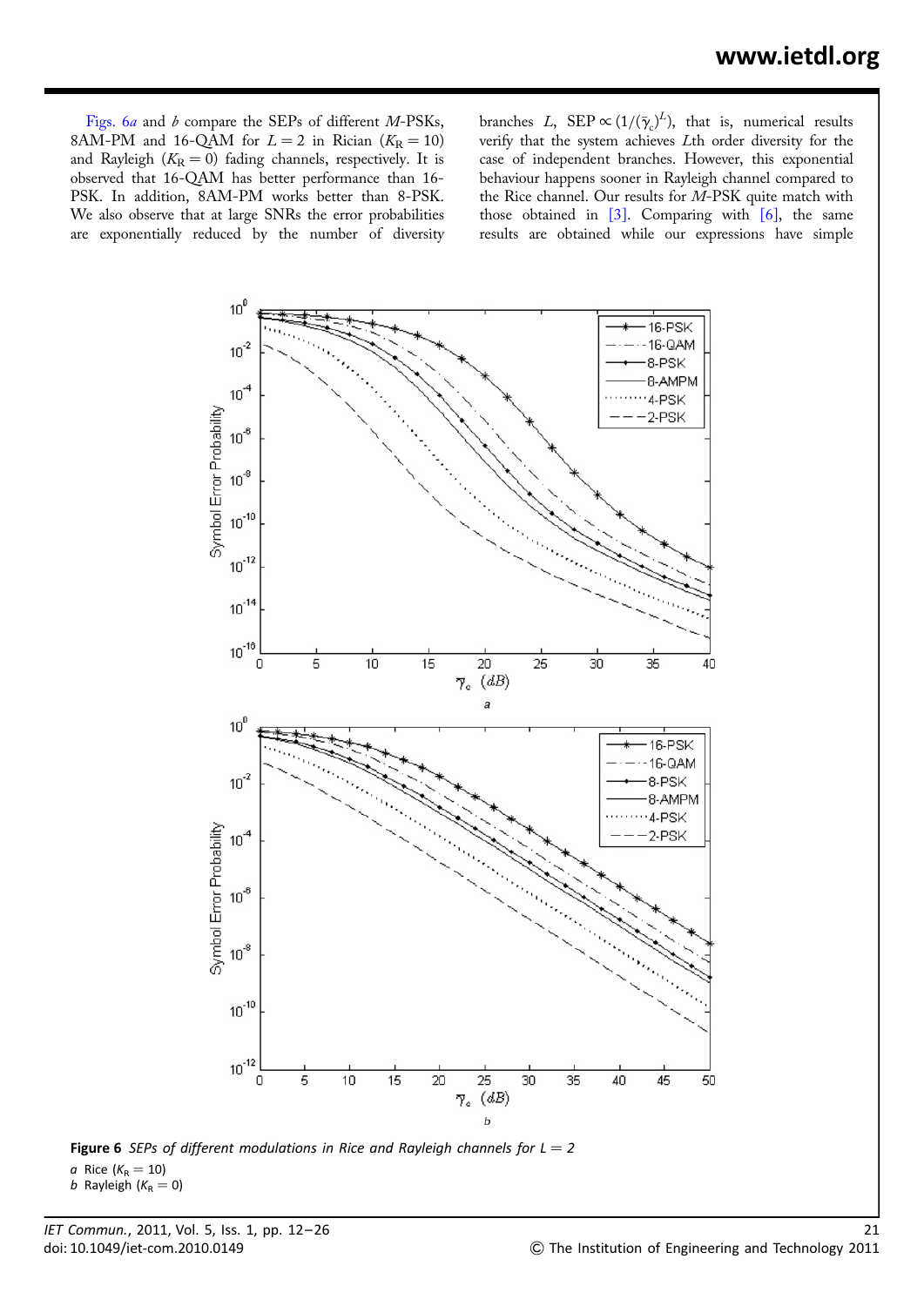Figs. 6*a* and *b* compare the SEPs of different $M$-PSKs, 8AM-PM and 16-QAM for $L = 2$ in Rician ($K_R = 10$) and Rayleigh ($K_R = 0$) fading channels, respectively. It is observed that 16-QAM has better performance than 16-PSK. In addition, 8AM-PM works better than 8-PSK. We also observe that at large SNRs the error probabilities are exponentially reduced by the number of diversity branches $L$, $\text{SEP} \propto (1/(\bar{\gamma}_c)^L)$, that is, numerical results verify that the system achieves $L$th order diversity for the case of independent branches. However, this exponential behaviour happens sooner in Rayleigh channel compared to the Rice channel. Our results for $M$-PSK quite match with those obtained in [3]. Comparing with [6], the same results are obtained while our expressions have simple

**Figure 6** *SEPs of different modulations in Rice and Rayleigh channels for $L = 2$*
*a* Rice ($K_R = 10$)
*b* Rayleigh ($K_R = 0$)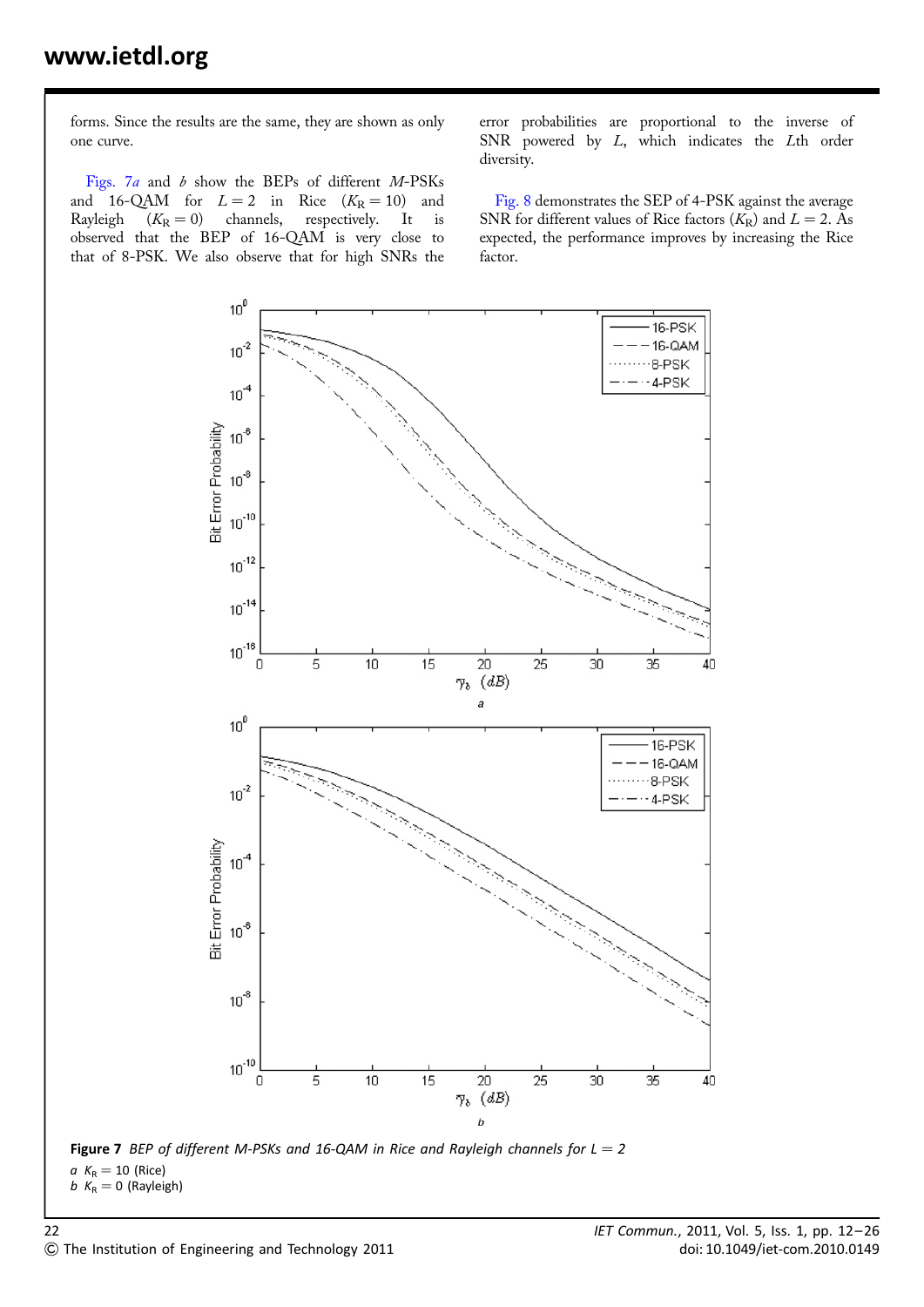forms. Since the results are the same, they are shown as only one curve.

Figs. 7*a* and *b* show the BEPs of different $M$-PSKs and 16-QAM for $L = 2$ in Rice ($K_R = 10$) and Rayleigh ($K_R = 0$) channels, respectively. It is observed that the BEP of 16-QAM is very close to that of 8-PSK. We also observe that for high SNRs the error probabilities are proportional to the inverse of SNR powered by $L$, which indicates the $L$th order diversity.

Fig. 8 demonstrates the SEP of 4-PSK against the average SNR for different values of Rice factors ($K_R$) and $L = 2$. As expected, the performance improves by increasing the Rice factor.

**Figure 7** *BEP of different M-PSKs and 16-QAM in Rice and Rayleigh channels for L = 2*

*a* $K_R = 10$ (Rice)

*b* $K_R = 0$ (Rayleigh)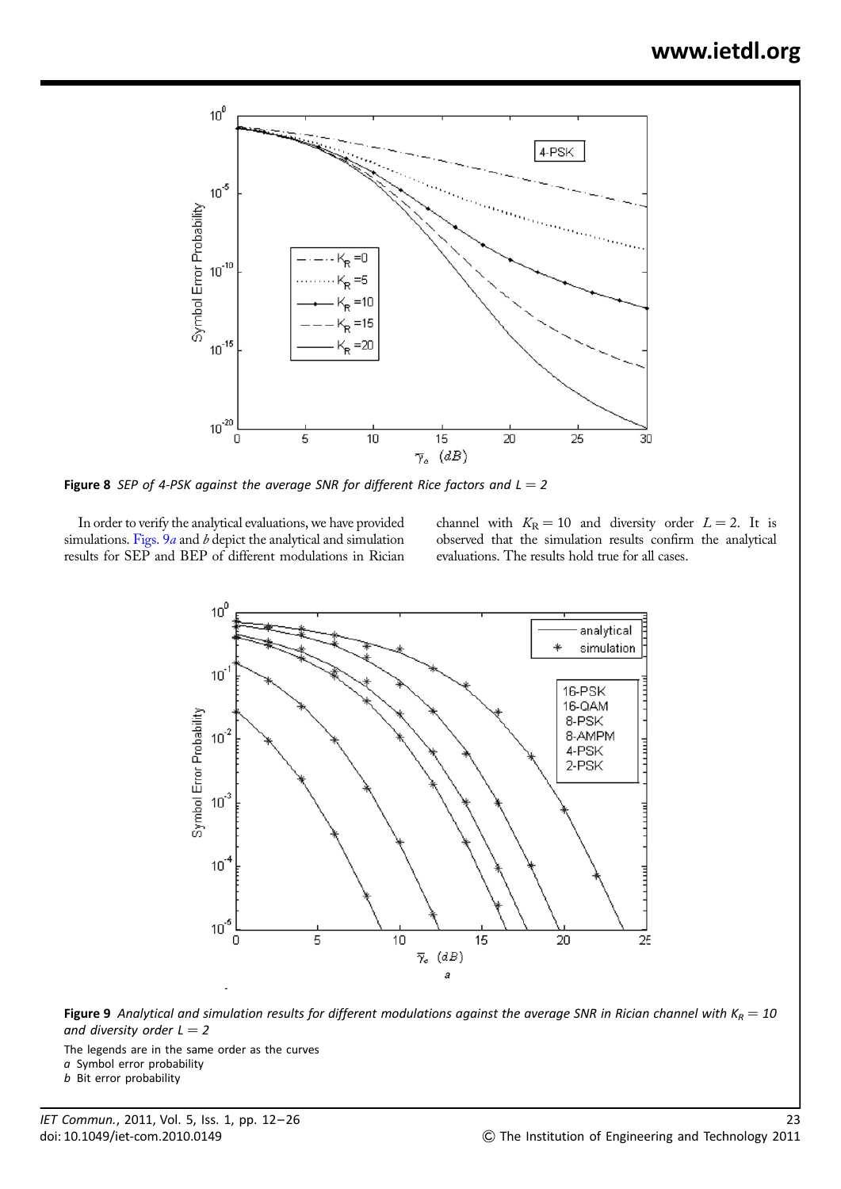**Figure 8** *SEP of 4-PSK against the average SNR for different Rice factors and $L = 2$*

In order to verify the analytical evaluations, we have provided simulations. Figs. 9*a* and *b* depict the analytical and simulation results for SEP and BEP of different modulations in Rician channel with $K_R = 10$ and diversity order $L = 2$. It is observed that the simulation results confirm the analytical evaluations. The results hold true for all cases.

**Figure 9** *Analytical and simulation results for different modulations against the average SNR in Rician channel with $K_R = 10$ and diversity order $L = 2$*

The legends are in the same order as the curves
*a* Symbol error probability
*b* Bit error probability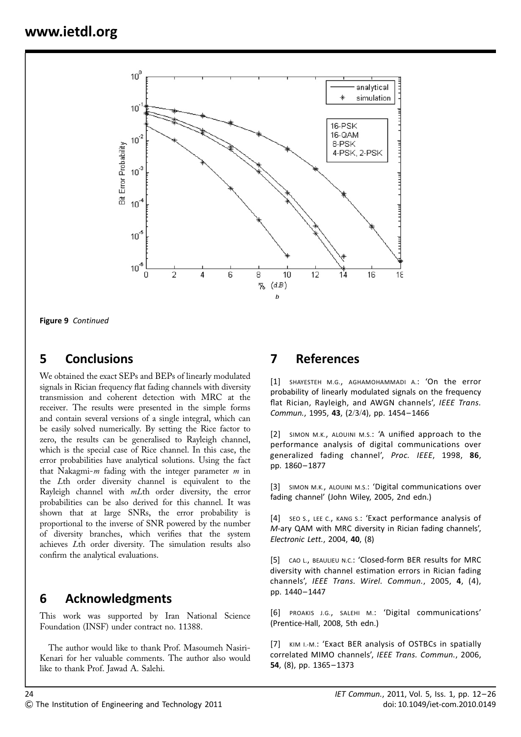Figure 9 *Continued*

## 5 Conclusions

We obtained the exact SEPs and BEPs of linearly modulated signals in Rician frequency flat fading channels with diversity transmission and coherent detection with MRC at the receiver. The results were presented in the simple forms and contain several versions of a single integral, which can be easily solved numerically. By setting the Rice factor to zero, the results can be generalised to Rayleigh channel, which is the special case of Rice channel. In this case, the error probabilities have analytical solutions. Using the fact that Nakagmi-$m$ fading with the integer parameter $m$ in the $L$th order diversity channel is equivalent to the Rayleigh channel with $mL$th order diversity, the error probabilities can be also derived for this channel. It was shown that at large SNRs, the error probability is proportional to the inverse of SNR powered by the number of diversity branches, which verifies that the system achieves $L$th order diversity. The simulation results also confirm the analytical evaluations.

## 6 Acknowledgments

This work was supported by Iran National Science Foundation (INSF) under contract no. 11388.

The author would like to thank Prof. Masoumeh Nasiri-Kenari for her valuable comments. The author also would like to thank Prof. Jawad A. Salehi.

## 7 References

[1] SHAYESTEH M.G., AGHAMOHAMMADI A.: 'On the error probability of linearly modulated signals on the frequency flat Rician, Rayleigh, and AWGN channels', *IEEE Trans. Commun.*, 1995, **43**, (2/3/4), pp. 1454–1466

[2] SIMON M.K., ALOUINI M.S.: 'A unified approach to the performance analysis of digital communications over generalized fading channel', *Proc. IEEE*, 1998, **86**, pp. 1860–1877

[3] SIMON M.K., ALOUINI M.S.: 'Digital communications over fading channel' (John Wiley, 2005, 2nd edn.)

[4] SEO S., LEE C., KANG S.: 'Exact performance analysis of *M*-ary QAM with MRC diversity in Rician fading channels', *Electronic Lett.*, 2004, **40**, (8)

[5] CAO L., BEAULIEU N.C.: 'Closed-form BER results for MRC diversity with channel estimation errors in Rician fading channels', *IEEE Trans. Wirel. Commun.*, 2005, **4**, (4), pp. 1440–1447

[6] PROAKIS J.G., SALEHI M.: 'Digital communications' (Prentice-Hall, 2008, 5th edn.)

[7] KIM I.-M.: 'Exact BER analysis of OSTBCs in spatially correlated MIMO channels', *IEEE Trans. Commun.*, 2006, **54**, (8), pp. 1365–1373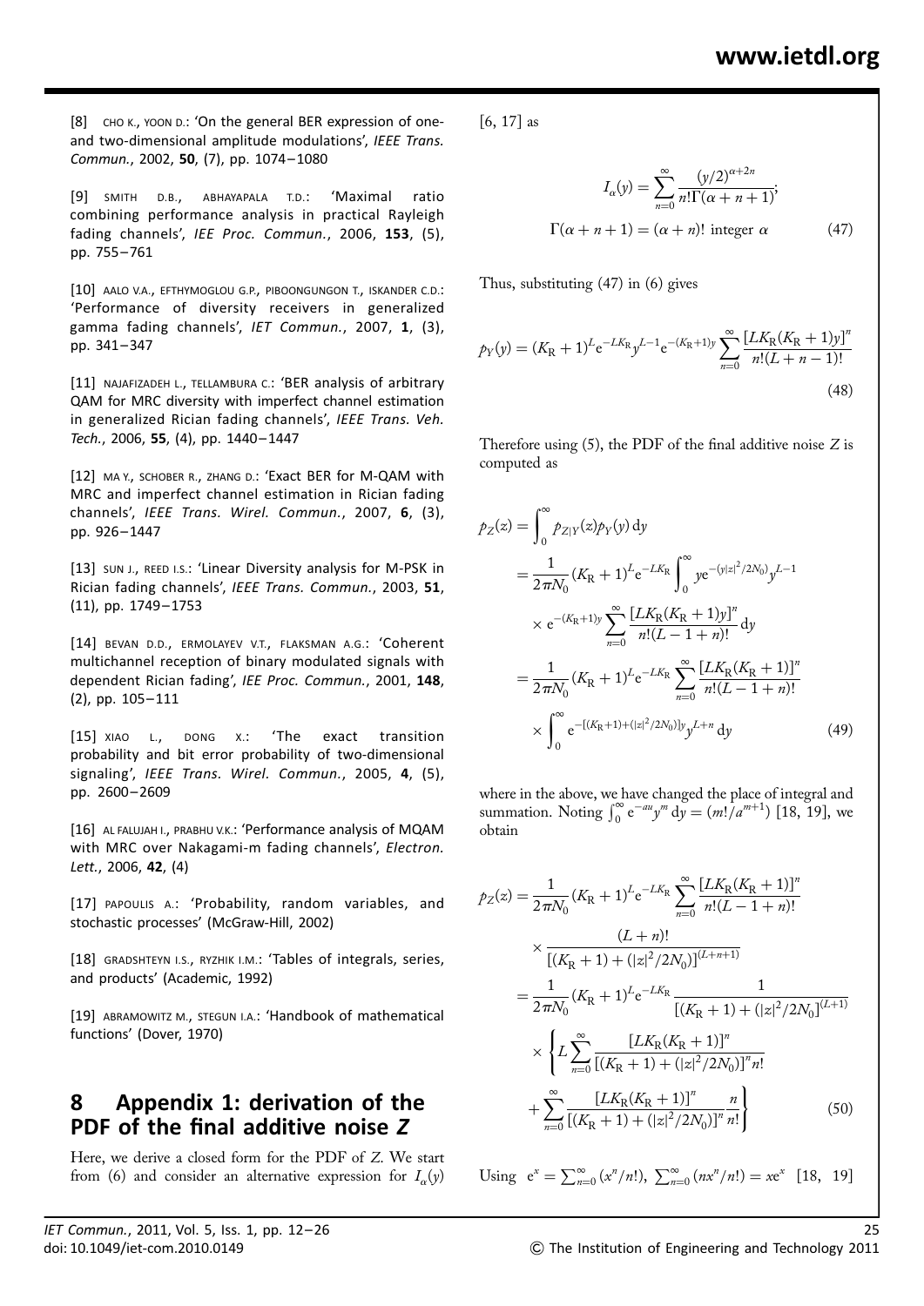[8] CHO K., YOON D.: 'On the general BER expression of one- and two-dimensional amplitude modulations', *IEEE Trans. Commun.*, 2002, **50**, (7), pp. 1074–1080

[9] SMITH D.B., ABHAYAPALA T.D.: 'Maximal ratio combining performance analysis in practical Rayleigh fading channels', *IEE Proc. Commun.*, 2006, **153**, (5), pp. 755–761

[10] AALO V.A., EFTHYMOGLOU G.P., PIBOONGUNGON T., ISKANDER C.D.: 'Performance of diversity receivers in generalized gamma fading channels', *IET Commun.*, 2007, **1**, (3), pp. 341–347

[11] NAJAFIZADEH L., TELLAMBURA C.: 'BER analysis of arbitrary QAM for MRC diversity with imperfect channel estimation in generalized Rician fading channels', *IEEE Trans. Veh. Tech.*, 2006, **55**, (4), pp. 1440–1447

[12] MA Y., SCHOBER R., ZHANG D.: 'Exact BER for M-QAM with MRC and imperfect channel estimation in Rician fading channels', *IEEE Trans. Wirel. Commun.*, 2007, **6**, (3), pp. 926–1447

[13] SUN J., REED I.S.: 'Linear Diversity analysis for M-PSK in Rician fading channels', *IEEE Trans. Commun.*, 2003, **51**, (11), pp. 1749–1753

[14] BEVAN D.D., ERMOLAYEV V.T., FLAKSMAN A.G.: 'Coherent multichannel reception of binary modulated signals with dependent Rician fading', *IEE Proc. Commun.*, 2001, **148**, (2), pp. 105–111

[15] XIAO L., DONG X.: 'The exact transition probability and bit error probability of two-dimensional signaling', *IEEE Trans. Wirel. Commun.*, 2005, **4**, (5), pp. 2600–2609

[16] AL FALUJAH I., PRABHU V.K.: 'Performance analysis of MQAM with MRC over Nakagami-m fading channels', *Electron. Lett.*, 2006, **42**, (4)

[17] PAPOULIS A.: 'Probability, random variables, and stochastic processes' (McGraw-Hill, 2002)

[18] GRADSHTEYN I.S., RYZHIK I.M.: 'Tables of integrals, series, and products' (Academic, 1992)

[19] ABRAMOWITZ M., STEGUN I.A.: 'Handbook of mathematical functions' (Dover, 1970)

## 8 Appendix 1: derivation of the PDF of the final additive noise *Z*

Here, we derive a closed form for the PDF of $Z$. We start from (6) and consider an alternative expression for $I_\alpha(y)$ [6, 17] as

$$I_\alpha(y) = \sum_{n=0}^{\infty} \frac{(y/2)^{\alpha+2n}}{n!\Gamma(\alpha+n+1)};$$
$$\Gamma(\alpha+n+1) = (\alpha+n)! \text{ integer } \alpha \tag{47}$$

Thus, substituting (47) in (6) gives

$$p_Y(y) = (K_R+1)^L e^{-LK_R} y^{L-1} e^{-(K_R+1)y} \sum_{n=0}^{\infty} \frac{[LK_R(K_R+1)y]^n}{n!(L+n-1)!} \tag{48}$$

Therefore using (5), the PDF of the final additive noise $Z$ is computed as

$$\begin{aligned}
p_Z(z) &= \int_0^\infty p_{Z|Y}(z) p_Y(y)\,\mathrm{d}y \\
&= \frac{1}{2\pi N_0}(K_R+1)^L e^{-LK_R} \int_0^\infty y e^{-(y|z|^2/2N_0)} y^{L-1} \\
&\quad \times e^{-(K_R+1)y} \sum_{n=0}^{\infty} \frac{[LK_R(K_R+1)y]^n}{n!(L-1+n)!}\,\mathrm{d}y \\
&= \frac{1}{2\pi N_0}(K_R+1)^L e^{-LK_R} \sum_{n=0}^{\infty} \frac{[LK_R(K_R+1)]^n}{n!(L-1+n)!} \\
&\quad \times \int_0^\infty e^{-[(K_R+1)+(|z|^2/2N_0)]y} y^{L+n}\,\mathrm{d}y
\end{aligned} \tag{49}$$

where in the above, we have changed the place of integral and summation. Noting $\int_0^\infty e^{-au} y^m\,\mathrm{d}y = (m!/a^{m+1})$ [18, 19], we obtain

$$\begin{aligned}
p_Z(z) &= \frac{1}{2\pi N_0}(K_R+1)^L e^{-LK_R} \sum_{n=0}^{\infty} \frac{[LK_R(K_R+1)]^n}{n!(L-1+n)!} \\
&\quad \times \frac{(L+n)!}{[(K_R+1)+(|z|^2/2N_0)]^{(L+n+1)}} \\
&= \frac{1}{2\pi N_0}(K_R+1)^L e^{-LK_R} \frac{1}{[(K_R+1)+(|z|^2/2N_0]^{(L+1)}} \\
&\quad \times \left\{ L \sum_{n=0}^{\infty} \frac{[LK_R(K_R+1)]^n}{[(K_R+1)+(|z|^2/2N_0)]^n n!} \right. \\
&\quad \left. + \sum_{n=0}^{\infty} \frac{[LK_R(K_R+1)]^n}{[(K_R+1)+(|z|^2/2N_0)]^n} \frac{n}{n!} \right\}
\end{aligned} \tag{50}$$

Using $e^x = \sum_{n=0}^{\infty}(x^n/n!)$, $\sum_{n=0}^{\infty}(nx^n/n!) = xe^x$ [18, 19]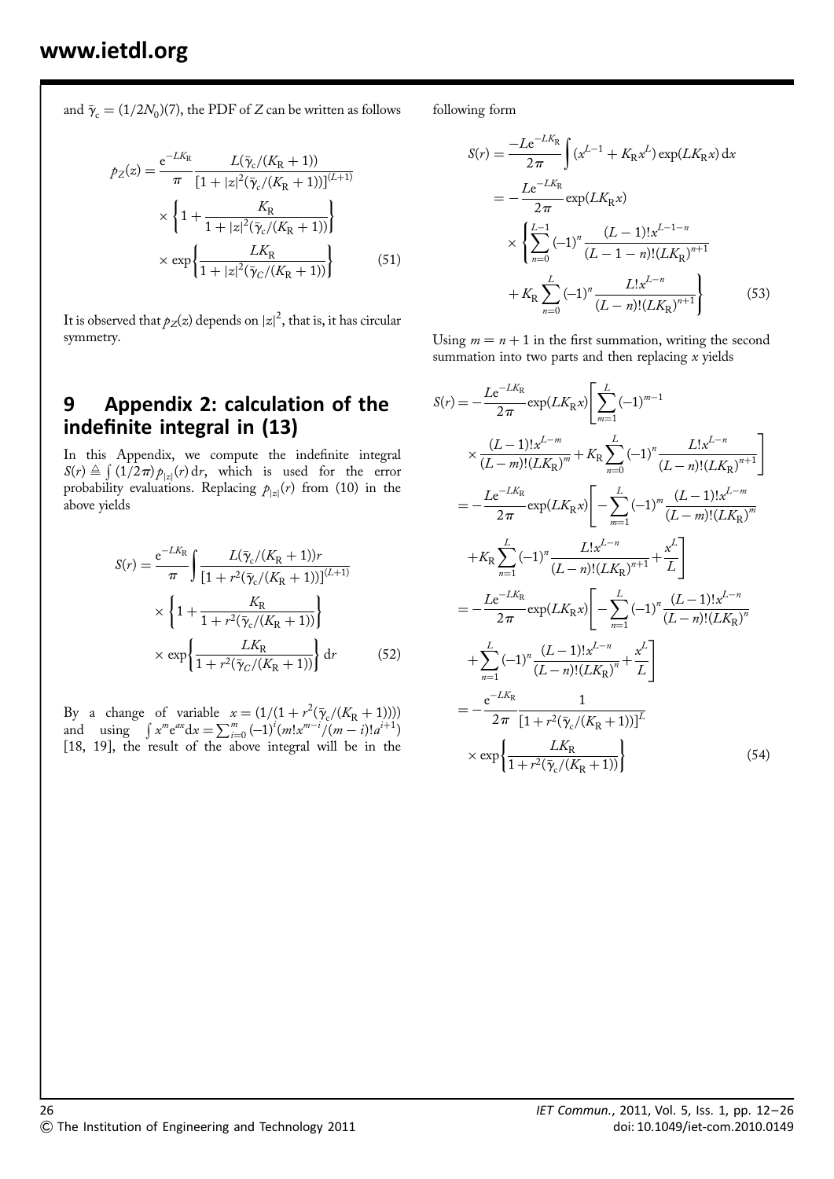and $\bar{\gamma}_c = (1/2N_0)(7)$, the PDF of $Z$ can be written as follows

$$p_Z(z) = \frac{e^{-LK_R}}{\pi} \frac{L(\bar{\gamma}_c/(K_R+1))}{[1+|z|^2(\bar{\gamma}_c/(K_R+1))]^{(L+1)}} \times \left\{1 + \frac{K_R}{1+|z|^2(\bar{\gamma}_c/(K_R+1))}\right\} \times \exp\left\{\frac{LK_R}{1+|z|^2(\bar{\gamma}_C/(K_R+1))}\right\} \tag{51}$$

It is observed that $p_Z(z)$ depends on $|z|^2$, that is, it has circular symmetry.

## 9 Appendix 2: calculation of the indefinite integral in (13)

In this Appendix, we compute the indefinite integral $S(r) \triangleq \int (1/2\pi) p_{|z|}(r)\,dr$, which is used for the error probability evaluations. Replacing $p_{|z|}(r)$ from (10) in the above yields

$$S(r) = \frac{e^{-LK_R}}{\pi} \int \frac{L(\bar{\gamma}_c/(K_R+1))r}{[1+r^2(\bar{\gamma}_c/(K_R+1))]^{(L+1)}} \times \left\{1 + \frac{K_R}{1+r^2(\bar{\gamma}_c/(K_R+1))}\right\} \times \exp\left\{\frac{LK_R}{1+r^2(\bar{\gamma}_C/(K_R+1))}\right\} dr \tag{52}$$

By a change of variable $x = (1/(1+r^2(\bar{\gamma}_c/(K_R+1))))$ and using $\int x^m e^{ax} dx = \sum_{i=0}^{m} (-1)^i (m! x^{m-i}/(m-i)! a^{i+1})$ [18, 19], the result of the above integral will be in the following form

$$\begin{aligned} S(r) &= \frac{-Le^{-LK_R}}{2\pi} \int (x^{L-1} + K_R x^L) \exp(LK_R x)\,dx \\ &= -\frac{Le^{-LK_R}}{2\pi} \exp(LK_R x) \times \left\{ \sum_{n=0}^{L-1} (-1)^n \frac{(L-1)! x^{L-1-n}}{(L-1-n)!(LK_R)^{n+1}} + K_R \sum_{n=0}^{L} (-1)^n \frac{L! x^{L-n}}{(L-n)!(LK_R)^{n+1}} \right\} \end{aligned} \tag{53}$$

Using $m = n+1$ in the first summation, writing the second summation into two parts and then replacing $x$ yields

$$\begin{aligned} S(r) &= -\frac{Le^{-LK_R}}{2\pi} \exp(LK_R x) \left[ \sum_{m=1}^{L} (-1)^{m-1} \frac{(L-1)! x^{L-m}}{(L-m)!(LK_R)^m} + K_R \sum_{n=0}^{L} (-1)^n \frac{L! x^{L-n}}{(L-n)!(LK_R)^{n+1}} \right] \\ &= -\frac{Le^{-LK_R}}{2\pi} \exp(LK_R x) \left[ -\sum_{m=1}^{L} (-1)^m \frac{(L-1)! x^{L-m}}{(L-m)!(LK_R)^m} + K_R \sum_{n=1}^{L} (-1)^n \frac{L! x^{L-n}}{(L-n)!(LK_R)^{n+1}} + \frac{x^L}{L} \right] \\ &= -\frac{Le^{-LK_R}}{2\pi} \exp(LK_R x) \left[ -\sum_{n=1}^{L} (-1)^n \frac{(L-1)! x^{L-n}}{(L-n)!(LK_R)^n} + \sum_{n=1}^{L} (-1)^n \frac{(L-1)! x^{L-n}}{(L-n)!(LK_R)^n} + \frac{x^L}{L} \right] \\ &= -\frac{e^{-LK_R}}{2\pi} \frac{1}{[1+r^2(\bar{\gamma}_c/(K_R+1))]^L} \times \exp\left\{\frac{LK_R}{1+r^2(\bar{\gamma}_c/(K_R+1))}\right\} \end{aligned} \tag{54}$$